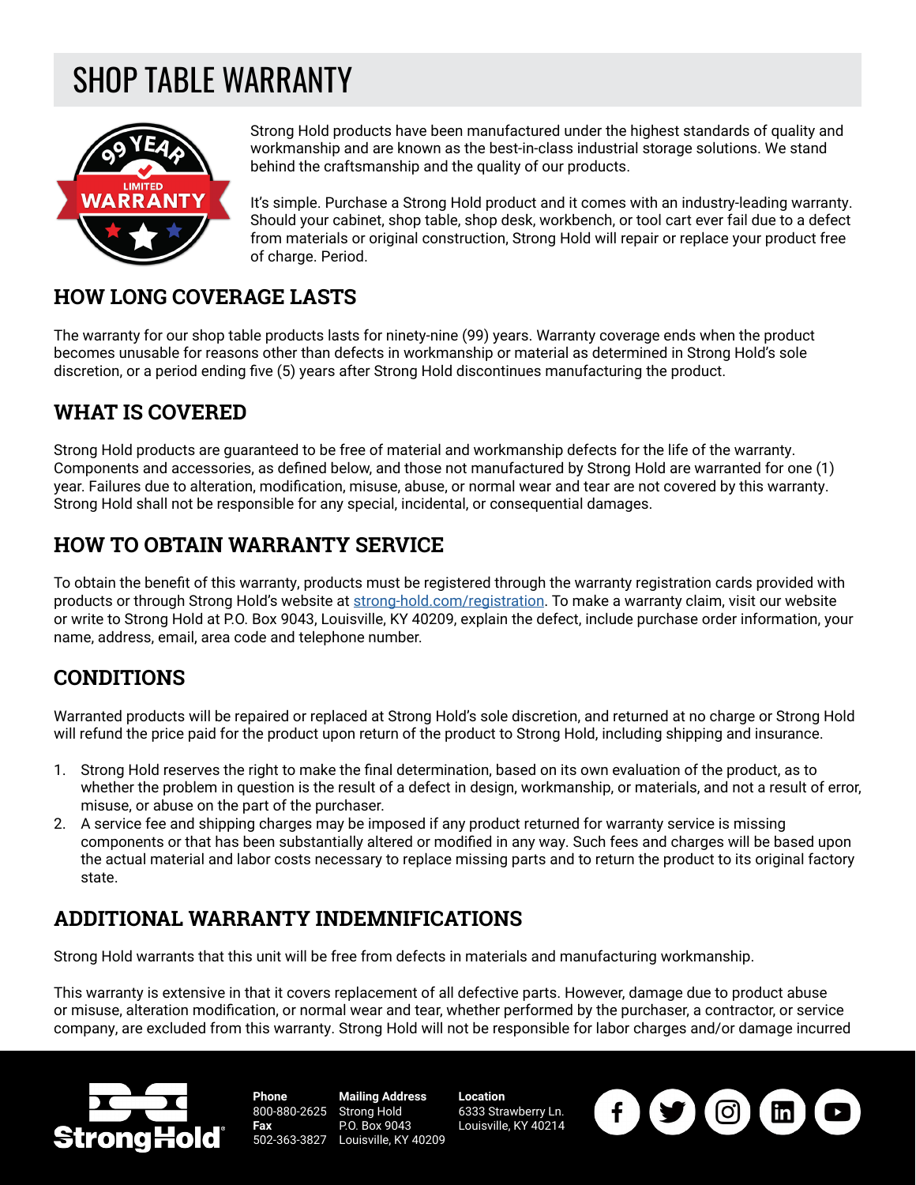# SHOP TABLE WARRANTY

Strong Hold products have been manufactured under the highest standards of quality and workmanship and are known as the best-in-class industrial storage solutions. We stand behind the craftsmanship and the quality of our products.

It's simple. Purchase a Strong Hold product and it comes with an industry-leading warranty. Should your cabinet, shop table, shop desk, workbench, or tool cart ever fail due to a defect from materials or original construction, Strong Hold will repair or replace your product free of charge. Period.

## HOW LONG COVERAGE LASTS

The warranty for our shop table products lasts for ninety-nine (99) years. Warranty coverage ends when the product becomes unusable for reasons other than defects in workmanship or material as determined in Strong Hold's sole discretion, or a period ending five (5) years after Strong Hold discontinues manufacturing the product.

## WHAT IS COVERED

Strong Hold products are guaranteed to be free of material and workmanship defects for the life of the warranty. Components and accessories, as defined below, and those not manufactured by Strong Hold are warranted for one (1) year. Failures due to alteration, modification, misuse, abuse, or normal wear and tear are not covered by this warranty. Strong Hold shall not be responsible for any special, incidental, or consequential damages.

## HOW TO OBTAIN WARRANTY SERVICE

To obtain the benefit of this warranty, products must be registered through the warranty registration cards provided with products or through Strong Hold's website at [strong-hold.com/registration](strong-hold.com/registration). To make a warranty claim, visit our website or write to Strong Hold at P.O. Box 9043, Louisville, KY 40209, explain the defect, include purchase order information, your name, address, email, area code and telephone number.

## CONDITIONS

Warranted products will be repaired or replaced at Strong Hold's sole discretion, and returned at no charge or Strong Hold will refund the price paid for the product upon return of the product to Strong Hold, including shipping and insurance.

1. Strong Hold reserves the right to make the final determination, based on its own evaluation of the product, as to whether the problem in question is the result of a defect in design, workmanship, or materials, and not a result of error, misuse, or abuse on the part of the purchaser.
2. A service fee and shipping charges may be imposed if any product returned for warranty service is missing components or that has been substantially altered or modified in any way. Such fees and charges will be based upon the actual material and labor costs necessary to replace missing parts and to return the product to its original factory state.

## ADDITIONAL WARRANTY INDEMNIFICATIONS

Strong Hold warrants that this unit will be free from defects in materials and manufacturing workmanship.

This warranty is extensive in that it covers replacement of all defective parts. However, damage due to product abuse or misuse, alteration modification, or normal wear and tear, whether performed by the purchaser, a contractor, or service company, are excluded from this warranty. Strong Hold will not be responsible for labor charges and/or damage incurred

**Phone**
800-880-2625
**Fax**
502-363-3827

**Mailing Address**
Strong Hold
P.O. Box 9043
Louisville, KY 40209

**Location**
6333 Strawberry Ln.
Louisville, KY 40214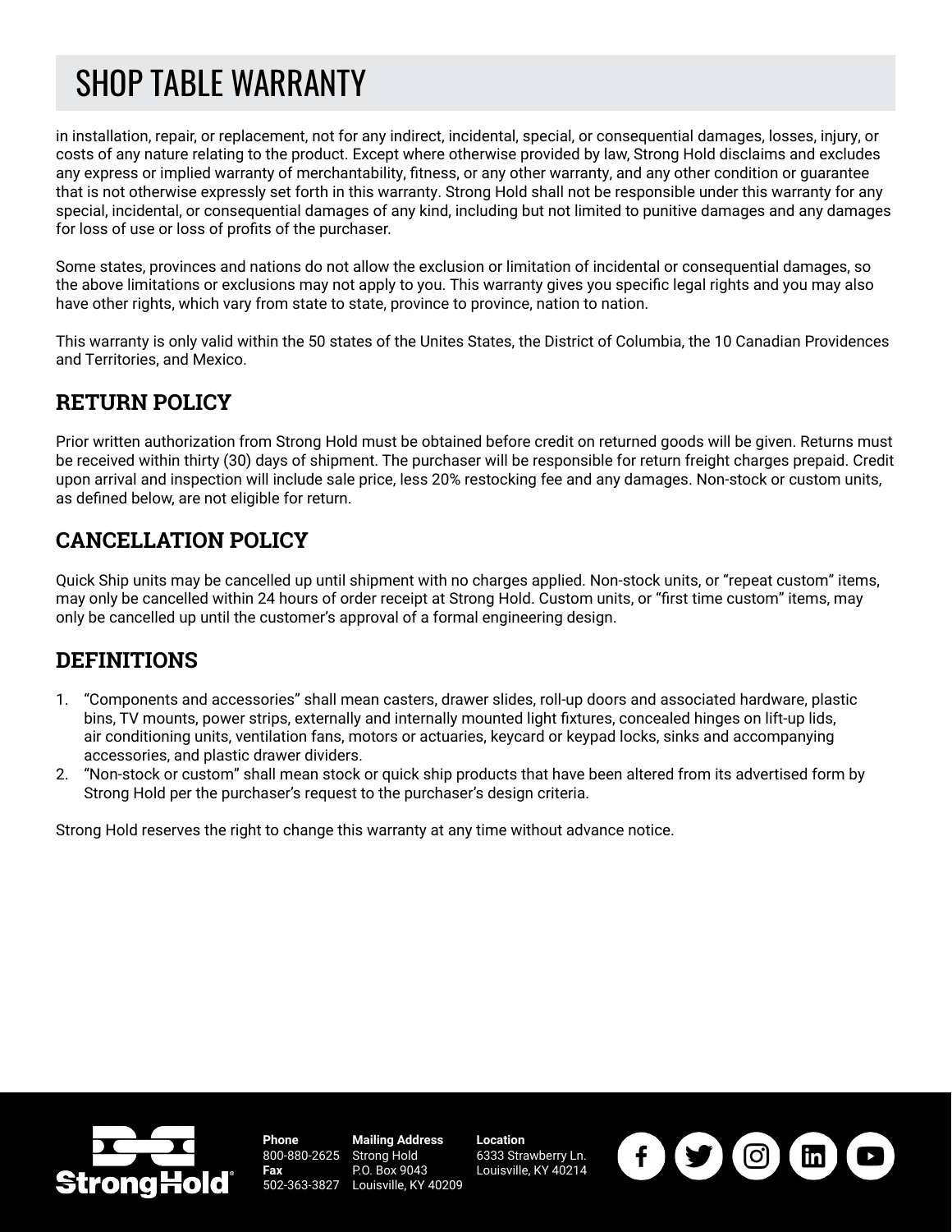in installation, repair, or replacement, not for any indirect, incidental, special, or consequential damages, losses, injury, or costs of any nature relating to the product. Except where otherwise provided by law, Strong Hold disclaims and excludes any express or implied warranty of merchantability, fitness, or any other warranty, and any other condition or guarantee that is not otherwise expressly set forth in this warranty. Strong Hold shall not be responsible under this warranty for any special, incidental, or consequential damages of any kind, including but not limited to punitive damages and any damages for loss of use or loss of profits of the purchaser.

Some states, provinces and nations do not allow the exclusion or limitation of incidental or consequential damages, so the above limitations or exclusions may not apply to you. This warranty gives you specific legal rights and you may also have other rights, which vary from state to state, province to province, nation to nation.

This warranty is only valid within the 50 states of the Unites States, the District of Columbia, the 10 Canadian Providences and Territories, and Mexico.

## RETURN POLICY

Prior written authorization from Strong Hold must be obtained before credit on returned goods will be given. Returns must be received within thirty (30) days of shipment. The purchaser will be responsible for return freight charges prepaid. Credit upon arrival and inspection will include sale price, less 20% restocking fee and any damages. Non-stock or custom units, as defined below, are not eligible for return.

## CANCELLATION POLICY

Quick Ship units may be cancelled up until shipment with no charges applied. Non-stock units, or "repeat custom" items, may only be cancelled within 24 hours of order receipt at Strong Hold. Custom units, or "first time custom" items, may only be cancelled up until the customer's approval of a formal engineering design.

## DEFINITIONS

1. "Components and accessories" shall mean casters, drawer slides, roll-up doors and associated hardware, plastic bins, TV mounts, power strips, externally and internally mounted light fixtures, concealed hinges on lift-up lids, air conditioning units, ventilation fans, motors or actuaries, keycard or keypad locks, sinks and accompanying accessories, and plastic drawer dividers.
2. "Non-stock or custom" shall mean stock or quick ship products that have been altered from its advertised form by Strong Hold per the purchaser's request to the purchaser's design criteria.

Strong Hold reserves the right to change this warranty at any time without advance notice.